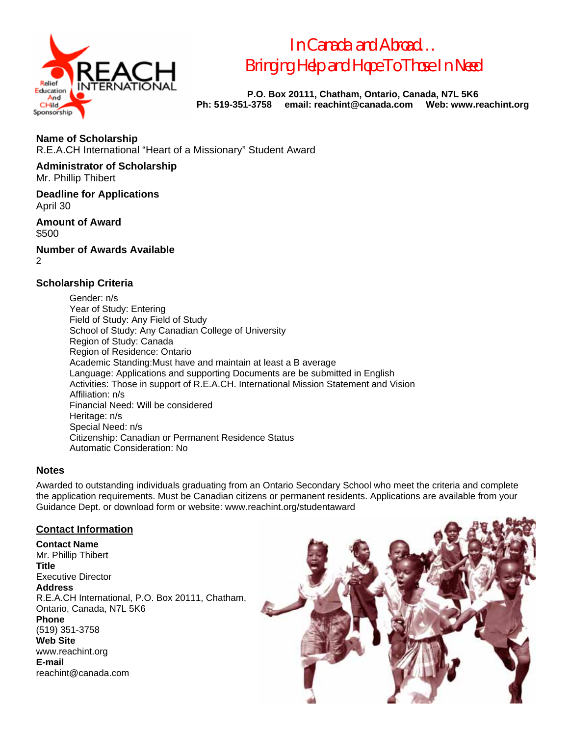# In Canada and Abroad…
# Bringing Help and Hope To Those In Need

**P.O. Box 20111, Chatham, Ontario, Canada, N7L 5K6**
**Ph: 519-351-3758 email: reachint@canada.com Web: www.reachint.org**

**Name of Scholarship**
R.E.A.CH International "Heart of a Missionary" Student Award

**Administrator of Scholarship**
Mr. Phillip Thibert

**Deadline for Applications**
April 30

**Amount of Award**
$500

**Number of Awards Available**
2

**Scholarship Criteria**

Gender: n/s
Year of Study: Entering
Field of Study: Any Field of Study
School of Study: Any Canadian College of University
Region of Study: Canada
Region of Residence: Ontario
Academic Standing:Must have and maintain at least a B average
Language: Applications and supporting Documents are be submitted in English
Activities: Those in support of R.E.A.CH. International Mission Statement and Vision
Affiliation: n/s
Financial Need: Will be considered
Heritage: n/s
Special Need: n/s
Citizenship: Canadian or Permanent Residence Status
Automatic Consideration: No

**Notes**

Awarded to outstanding individuals graduating from an Ontario Secondary School who meet the criteria and complete the application requirements. Must be Canadian citizens or permanent residents. Applications are available from your Guidance Dept. or download form or website: www.reachint.org/studentaward

**Contact Information**

**Contact Name**
Mr. Phillip Thibert
**Title**
Executive Director
**Address**
R.E.A.CH International, P.O. Box 20111, Chatham, Ontario, Canada, N7L 5K6
**Phone**
(519) 351-3758
**Web Site**
www.reachint.org
**E-mail**
reachint@canada.com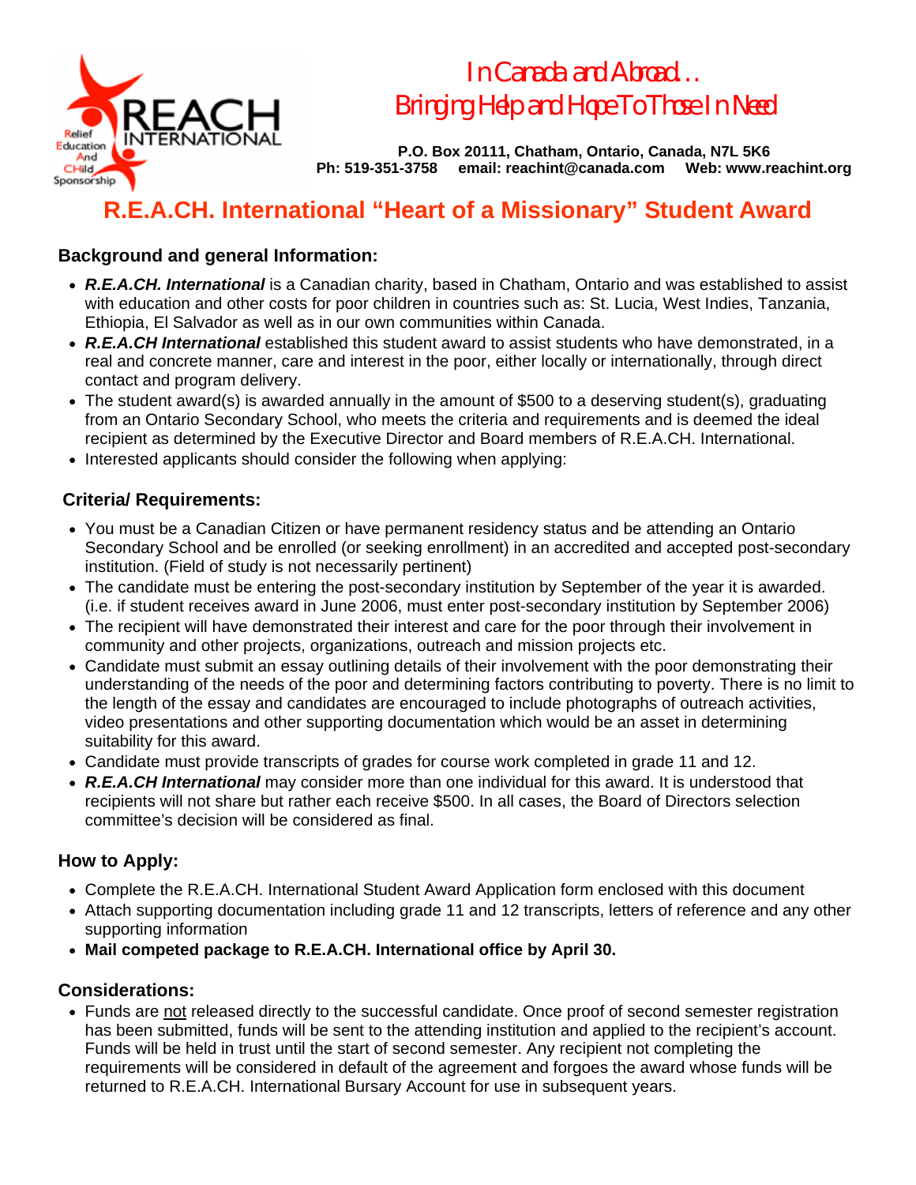In Canada and Abroad…
Bringing Help and Hope To Those In Need

**P.O. Box 20111, Chatham, Ontario, Canada, N7L 5K6**
**Ph: 519-351-3758 email: reachint@canada.com Web: www.reachint.org**

# R.E.A.CH. International "Heart of a Missionary" Student Award

### Background and general Information:

- ***R.E.A.CH. International*** is a Canadian charity, based in Chatham, Ontario and was established to assist with education and other costs for poor children in countries such as: St. Lucia, West Indies, Tanzania, Ethiopia, El Salvador as well as in our own communities within Canada.
- ***R.E.A.CH International*** established this student award to assist students who have demonstrated, in a real and concrete manner, care and interest in the poor, either locally or internationally, through direct contact and program delivery.
- The student award(s) is awarded annually in the amount of $500 to a deserving student(s), graduating from an Ontario Secondary School, who meets the criteria and requirements and is deemed the ideal recipient as determined by the Executive Director and Board members of R.E.A.CH. International.
- Interested applicants should consider the following when applying:

### Criteria/ Requirements:

- You must be a Canadian Citizen or have permanent residency status and be attending an Ontario Secondary School and be enrolled (or seeking enrollment) in an accredited and accepted post-secondary institution. (Field of study is not necessarily pertinent)
- The candidate must be entering the post-secondary institution by September of the year it is awarded. (i.e. if student receives award in June 2006, must enter post-secondary institution by September 2006)
- The recipient will have demonstrated their interest and care for the poor through their involvement in community and other projects, organizations, outreach and mission projects etc.
- Candidate must submit an essay outlining details of their involvement with the poor demonstrating their understanding of the needs of the poor and determining factors contributing to poverty. There is no limit to the length of the essay and candidates are encouraged to include photographs of outreach activities, video presentations and other supporting documentation which would be an asset in determining suitability for this award.
- Candidate must provide transcripts of grades for course work completed in grade 11 and 12.
- ***R.E.A.CH International*** may consider more than one individual for this award. It is understood that recipients will not share but rather each receive $500. In all cases, the Board of Directors selection committee's decision will be considered as final.

### How to Apply:

- Complete the R.E.A.CH. International Student Award Application form enclosed with this document
- Attach supporting documentation including grade 11 and 12 transcripts, letters of reference and any other supporting information
- **Mail competed package to R.E.A.CH. International office by April 30.**

### Considerations:

- Funds are not released directly to the successful candidate. Once proof of second semester registration has been submitted, funds will be sent to the attending institution and applied to the recipient's account. Funds will be held in trust until the start of second semester. Any recipient not completing the requirements will be considered in default of the agreement and forgoes the award whose funds will be returned to R.E.A.CH. International Bursary Account for use in subsequent years.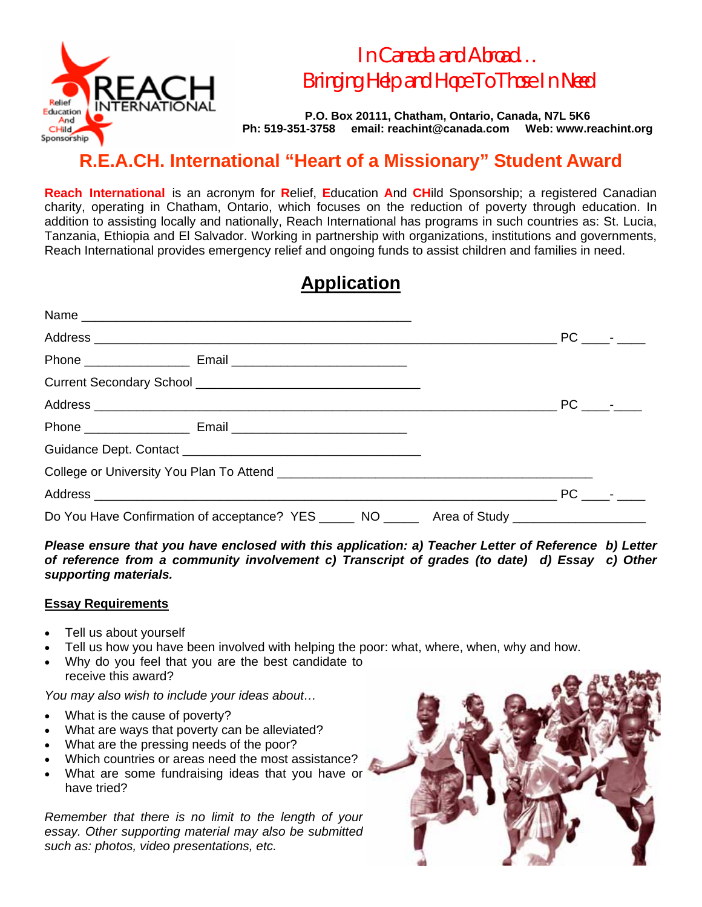In Canada and Abroad…
Bringing Help and Hope To Those In Need

**P.O. Box 20111, Chatham, Ontario, Canada, N7L 5K6**
**Ph: 519-351-3758 email: reachint@canada.com Web: www.reachint.org**

# R.E.A.CH. International "Heart of a Missionary" Student Award

**Reach International** is an acronym for **R**elief, **E**ducation **A**nd **CH**ild Sponsorship; a registered Canadian charity, operating in Chatham, Ontario, which focuses on the reduction of poverty through education. In addition to assisting locally and nationally, Reach International has programs in such countries as: St. Lucia, Tanzania, Ethiopia and El Salvador. Working in partnership with organizations, institutions and governments, Reach International provides emergency relief and ongoing funds to assist children and families in need.

## Application

Name ______________________________________________

Address ______________________________________________________________ PC ____- ____

Phone ______________ Email ________________________

Current Secondary School ______________________________

Address ______________________________________________________________ PC ____-____

Phone ______________ Email ________________________

Guidance Dept. Contact _________________________________

College or University You Plan To Attend ___________________________________________

Address ______________________________________________________________ PC ____- ____

Do You Have Confirmation of acceptance? YES _____ NO _____ Area of Study __________________

***Please ensure that you have enclosed with this application: a) Teacher Letter of Reference b) Letter of reference from a community involvement c) Transcript of grades (to date) d) Essay c) Other supporting materials.***

**Essay Requirements**

- Tell us about yourself
- Tell us how you have been involved with helping the poor: what, where, when, why and how.
- Why do you feel that you are the best candidate to receive this award?

*You may also wish to include your ideas about…*

- What is the cause of poverty?
- What are ways that poverty can be alleviated?
- What are the pressing needs of the poor?
- Which countries or areas need the most assistance?
- What are some fundraising ideas that you have or have tried?

*Remember that there is no limit to the length of your essay. Other supporting material may also be submitted such as: photos, video presentations, etc.*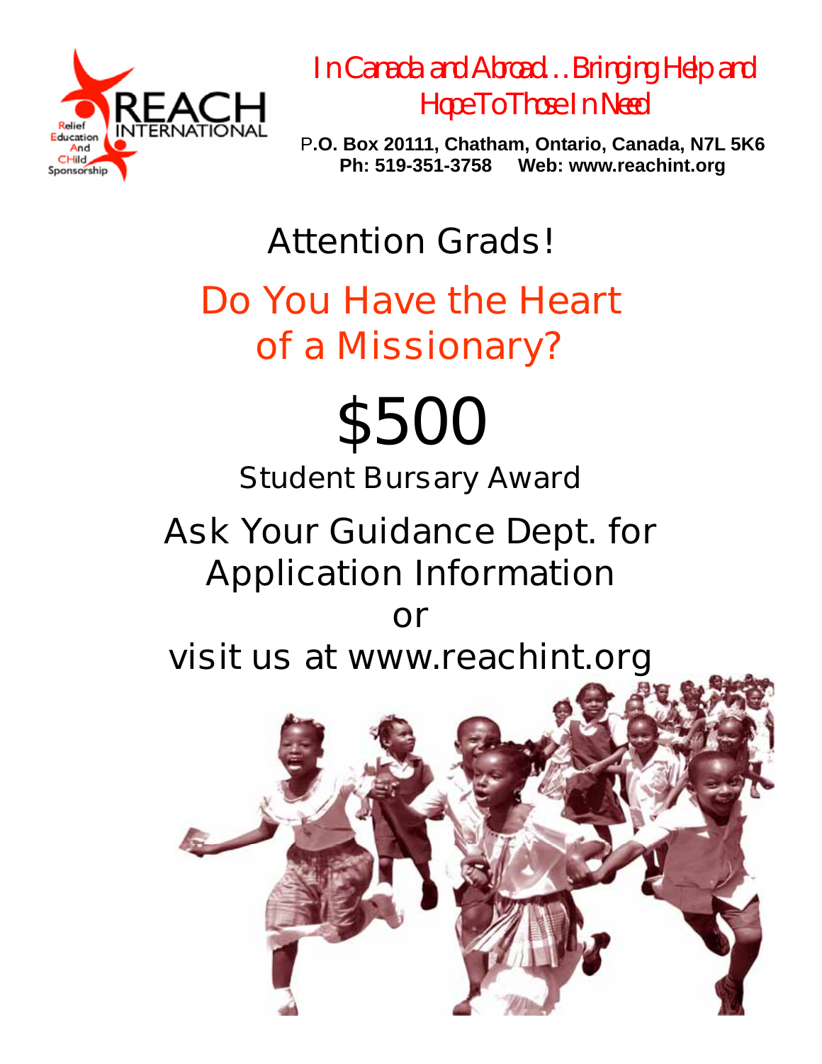In Canada and Abroad… Bringing Help and Hope To Those In Need

P.O. Box 20111, Chatham, Ontario, Canada, N7L 5K6
Ph: 519-351-3758 Web: www.reachint.org

# Attention Grads!

## Do You Have the Heart of a Missionary?

# $500

## Student Bursary Award

Ask Your Guidance Dept. for Application Information

or

visit us at www.reachint.org